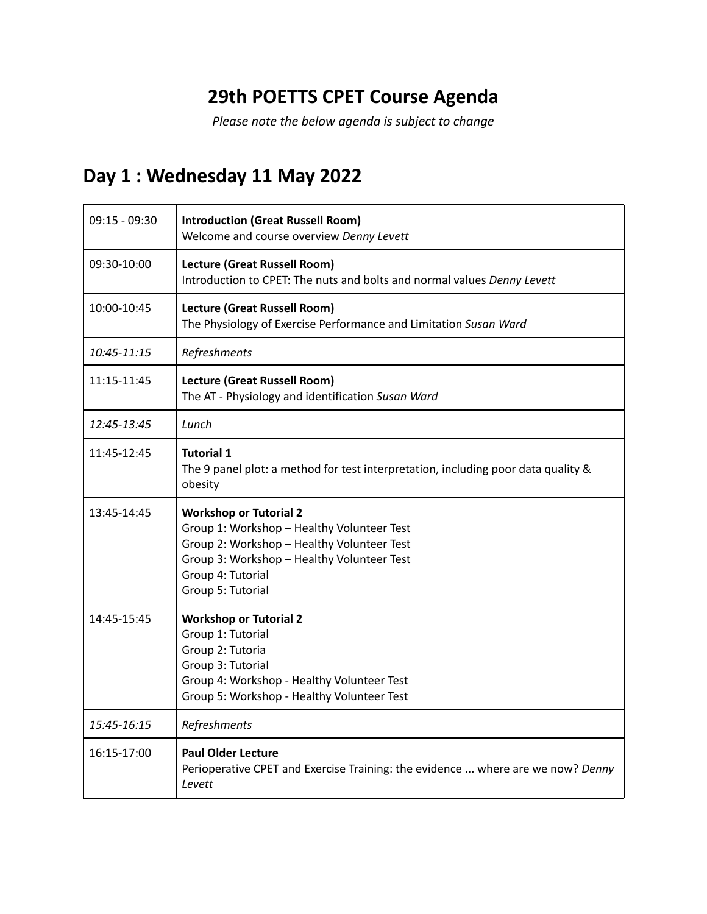# 29th POETTS CPET Course Agenda

*Please note the below agenda is subject to change*

## Day 1 : Wednesday 11 May 2022

| | |
|---|---|
| 09:15 - 09:30 | **Introduction (Great Russell Room)**<br>Welcome and course overview *Denny Levett* |
| 09:30-10:00 | **Lecture (Great Russell Room)**<br>Introduction to CPET: The nuts and bolts and normal values *Denny Levett* |
| 10:00-10:45 | **Lecture (Great Russell Room)**<br>The Physiology of Exercise Performance and Limitation *Susan Ward* |
| *10:45-11:15* | *Refreshments* |
| 11:15-11:45 | **Lecture (Great Russell Room)**<br>The AT - Physiology and identification *Susan Ward* |
| *12:45-13:45* | *Lunch* |
| 11:45-12:45 | **Tutorial 1**<br>The 9 panel plot: a method for test interpretation, including poor data quality & obesity |
| 13:45-14:45 | **Workshop or Tutorial 2**<br>Group 1: Workshop – Healthy Volunteer Test<br>Group 2: Workshop – Healthy Volunteer Test<br>Group 3: Workshop – Healthy Volunteer Test<br>Group 4: Tutorial<br>Group 5: Tutorial |
| 14:45-15:45 | **Workshop or Tutorial 2**<br>Group 1: Tutorial<br>Group 2: Tutoria<br>Group 3: Tutorial<br>Group 4: Workshop - Healthy Volunteer Test<br>Group 5: Workshop - Healthy Volunteer Test |
| *15:45-16:15* | *Refreshments* |
| 16:15-17:00 | **Paul Older Lecture**<br>Perioperative CPET and Exercise Training: the evidence ... where are we now? *Denny Levett* |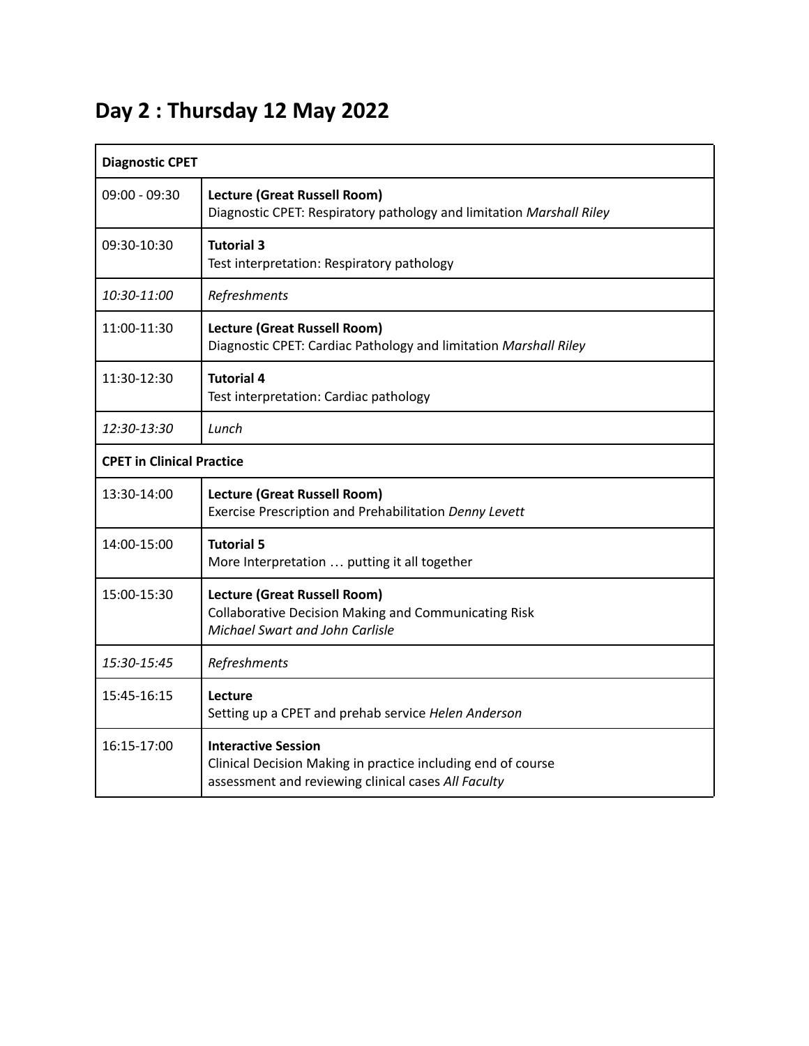## Day 2 : Thursday 12 May 2022

| | |
|---|---|
| **Diagnostic CPET** | |
| 09:00 - 09:30 | **Lecture (Great Russell Room)**<br>Diagnostic CPET: Respiratory pathology and limitation *Marshall Riley* |
| 09:30-10:30 | **Tutorial 3**<br>Test interpretation: Respiratory pathology |
| *10:30-11:00* | *Refreshments* |
| 11:00-11:30 | **Lecture (Great Russell Room)**<br>Diagnostic CPET: Cardiac Pathology and limitation *Marshall Riley* |
| 11:30-12:30 | **Tutorial 4**<br>Test interpretation: Cardiac pathology |
| *12:30-13:30* | *Lunch* |
| **CPET in Clinical Practice** | |
| 13:30-14:00 | **Lecture (Great Russell Room)**<br>Exercise Prescription and Prehabilitation *Denny Levett* |
| 14:00-15:00 | **Tutorial 5**<br>More Interpretation … putting it all together |
| 15:00-15:30 | **Lecture (Great Russell Room)**<br>Collaborative Decision Making and Communicating Risk<br>*Michael Swart and John Carlisle* |
| *15:30-15:45* | *Refreshments* |
| 15:45-16:15 | **Lecture**<br>Setting up a CPET and prehab service *Helen Anderson* |
| 16:15-17:00 | **Interactive Session**<br>Clinical Decision Making in practice including end of course assessment and reviewing clinical cases *All Faculty* |